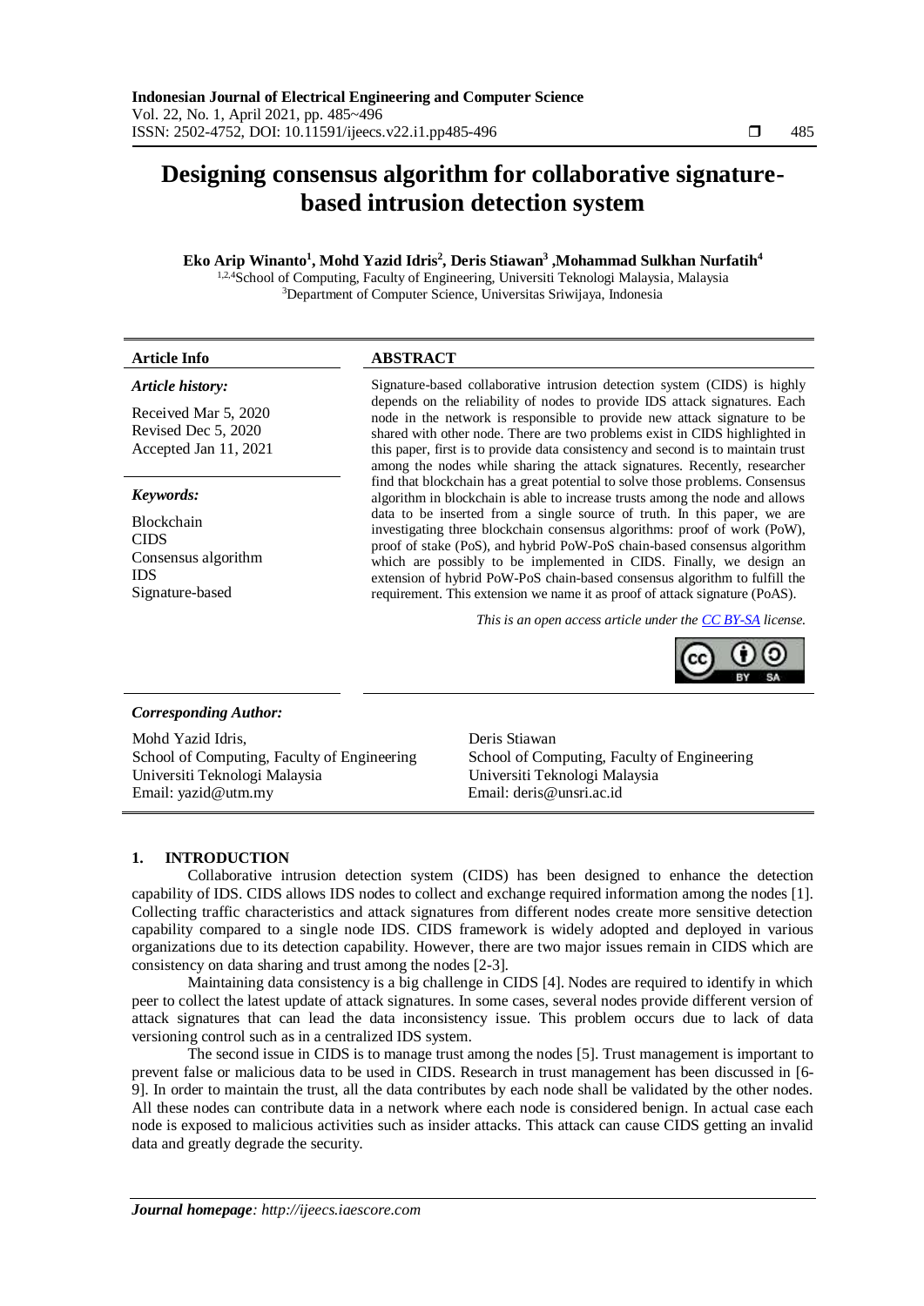# Designing consensus algorithm for collaborative signature-based intrusion detection system

**Eko Arip Winanto[1], Mohd Yazid Idris[2], Deris Stiawan[3], Mohammad Sulkhan Nurfatih[4]**

[1,2,4]School of Computing, Faculty of Engineering, Universiti Teknologi Malaysia, Malaysia
[3]Department of Computer Science, Universitas Sriwijaya, Indonesia

**Article Info**

*Article history:*

Received Mar 5, 2020
Revised Dec 5, 2020
Accepted Jan 11, 2021

*Keywords:*

Blockchain
CIDS
Consensus algorithm
IDS
Signature-based

**ABSTRACT**

Signature-based collaborative intrusion detection system (CIDS) is highly depends on the reliability of nodes to provide IDS attack signatures. Each node in the network is responsible to provide new attack signature to be shared with other node. There are two problems exist in CIDS highlighted in this paper, first is to provide data consistency and second is to maintain trust among the nodes while sharing the attack signatures. Recently, researcher find that blockchain has a great potential to solve those problems. Consensus algorithm in blockchain is able to increase trusts among the node and allows data to be inserted from a single source of truth. In this paper, we are investigating three blockchain consensus algorithms: proof of work (PoW), proof of stake (PoS), and hybrid PoW-PoS chain-based consensus algorithm which are possibly to be implemented in CIDS. Finally, we design an extension of hybrid PoW-PoS chain-based consensus algorithm to fulfill the requirement. This extension we name it as proof of attack signature (PoAS).

*This is an open access article under the CC BY-SA license.*

*Corresponding Author:*

Mohd Yazid Idris,
School of Computing, Faculty of Engineering
Universiti Teknologi Malaysia
Email: yazid@utm.my

Deris Stiawan
School of Computing, Faculty of Engineering
Universiti Teknologi Malaysia
Email: deris@unsri.ac.id

## 1. INTRODUCTION

Collaborative intrusion detection system (CIDS) has been designed to enhance the detection capability of IDS. CIDS allows IDS nodes to collect and exchange required information among the nodes [1]. Collecting traffic characteristics and attack signatures from different nodes create more sensitive detection capability compared to a single node IDS. CIDS framework is widely adopted and deployed in various organizations due to its detection capability. However, there are two major issues remain in CIDS which are consistency on data sharing and trust among the nodes [2-3].

Maintaining data consistency is a big challenge in CIDS [4]. Nodes are required to identify in which peer to collect the latest update of attack signatures. In some cases, several nodes provide different version of attack signatures that can lead the data inconsistency issue. This problem occurs due to lack of data versioning control such as in a centralized IDS system.

The second issue in CIDS is to manage trust among the nodes [5]. Trust management is important to prevent false or malicious data to be used in CIDS. Research in trust management has been discussed in [6-9]. In order to maintain the trust, all the data contributes by each node shall be validated by the other nodes. All these nodes can contribute data in a network where each node is considered benign. In actual case each node is exposed to malicious activities such as insider attacks. This attack can cause CIDS getting an invalid data and greatly degrade the security.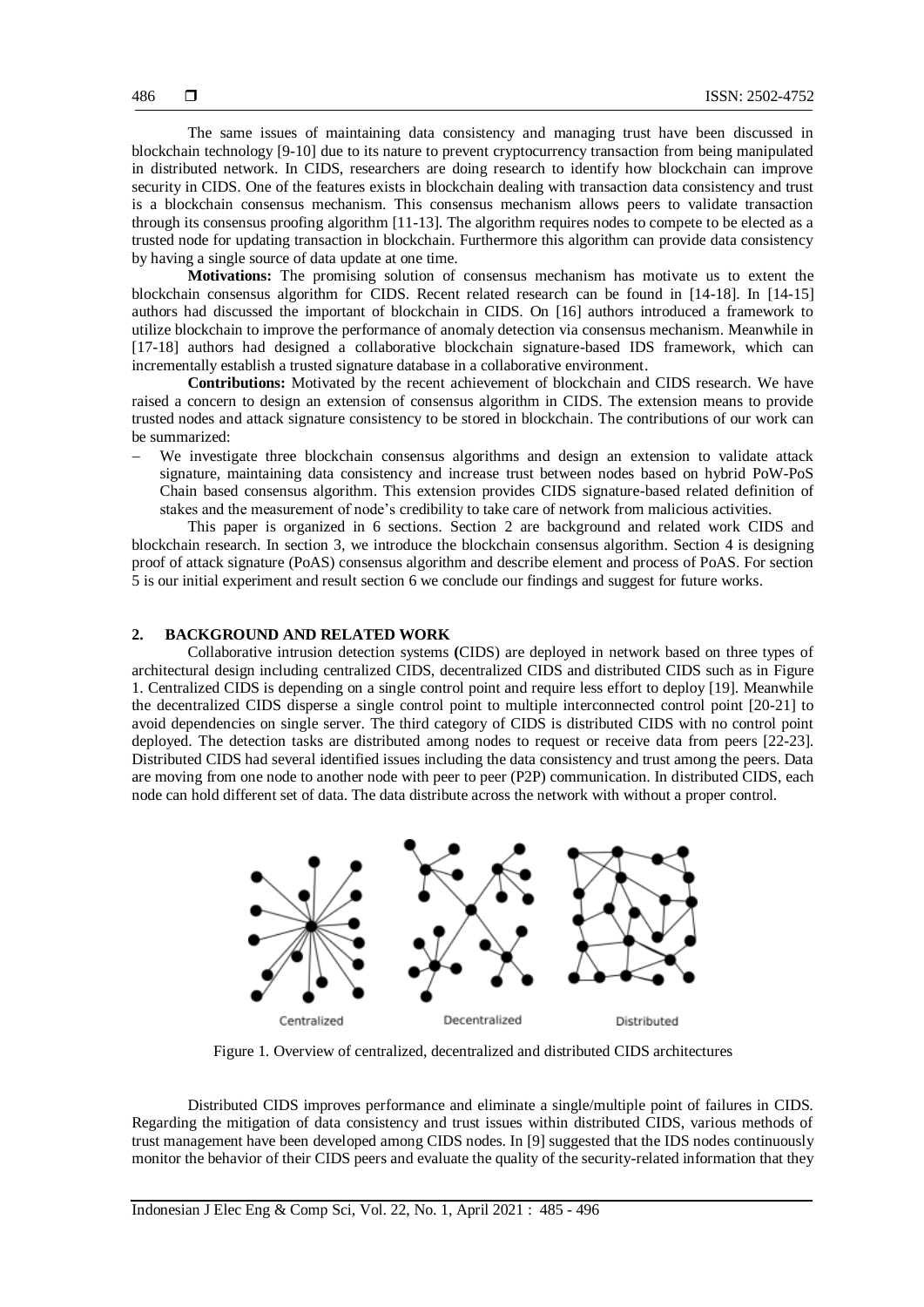The same issues of maintaining data consistency and managing trust have been discussed in blockchain technology [9-10] due to its nature to prevent cryptocurrency transaction from being manipulated in distributed network. In CIDS, researchers are doing research to identify how blockchain can improve security in CIDS. One of the features exists in blockchain dealing with transaction data consistency and trust is a blockchain consensus mechanism. This consensus mechanism allows peers to validate transaction through its consensus proofing algorithm [11-13]. The algorithm requires nodes to compete to be elected as a trusted node for updating transaction in blockchain. Furthermore this algorithm can provide data consistency by having a single source of data update at one time.

**Motivations:** The promising solution of consensus mechanism has motivate us to extent the blockchain consensus algorithm for CIDS. Recent related research can be found in [14-18]. In [14-15] authors had discussed the important of blockchain in CIDS. On [16] authors introduced a framework to utilize blockchain to improve the performance of anomaly detection via consensus mechanism. Meanwhile in [17-18] authors had designed a collaborative blockchain signature-based IDS framework, which can incrementally establish a trusted signature database in a collaborative environment.

**Contributions:** Motivated by the recent achievement of blockchain and CIDS research. We have raised a concern to design an extension of consensus algorithm in CIDS. The extension means to provide trusted nodes and attack signature consistency to be stored in blockchain. The contributions of our work can be summarized:

- We investigate three blockchain consensus algorithms and design an extension to validate attack signature, maintaining data consistency and increase trust between nodes based on hybrid PoW-PoS Chain based consensus algorithm. This extension provides CIDS signature-based related definition of stakes and the measurement of node's credibility to take care of network from malicious activities.

This paper is organized in 6 sections. Section 2 are background and related work CIDS and blockchain research. In section 3, we introduce the blockchain consensus algorithm. Section 4 is designing proof of attack signature (PoAS) consensus algorithm and describe element and process of PoAS. For section 5 is our initial experiment and result section 6 we conclude our findings and suggest for future works.

## 2. BACKGROUND AND RELATED WORK

Collaborative intrusion detection systems (CIDS) are deployed in network based on three types of architectural design including centralized CIDS, decentralized CIDS and distributed CIDS such as in Figure 1. Centralized CIDS is depending on a single control point and require less effort to deploy [19]. Meanwhile the decentralized CIDS disperse a single control point to multiple interconnected control point [20-21] to avoid dependencies on single server. The third category of CIDS is distributed CIDS with no control point deployed. The detection tasks are distributed among nodes to request or receive data from peers [22-23]. Distributed CIDS had several identified issues including the data consistency and trust among the peers. Data are moving from one node to another node with peer to peer (P2P) communication. In distributed CIDS, each node can hold different set of data. The data distribute across the network with without a proper control.

Centralized Decentralized Distributed

Figure 1. Overview of centralized, decentralized and distributed CIDS architectures

Distributed CIDS improves performance and eliminate a single/multiple point of failures in CIDS. Regarding the mitigation of data consistency and trust issues within distributed CIDS, various methods of trust management have been developed among CIDS nodes. In [9] suggested that the IDS nodes continuously monitor the behavior of their CIDS peers and evaluate the quality of the security-related information that they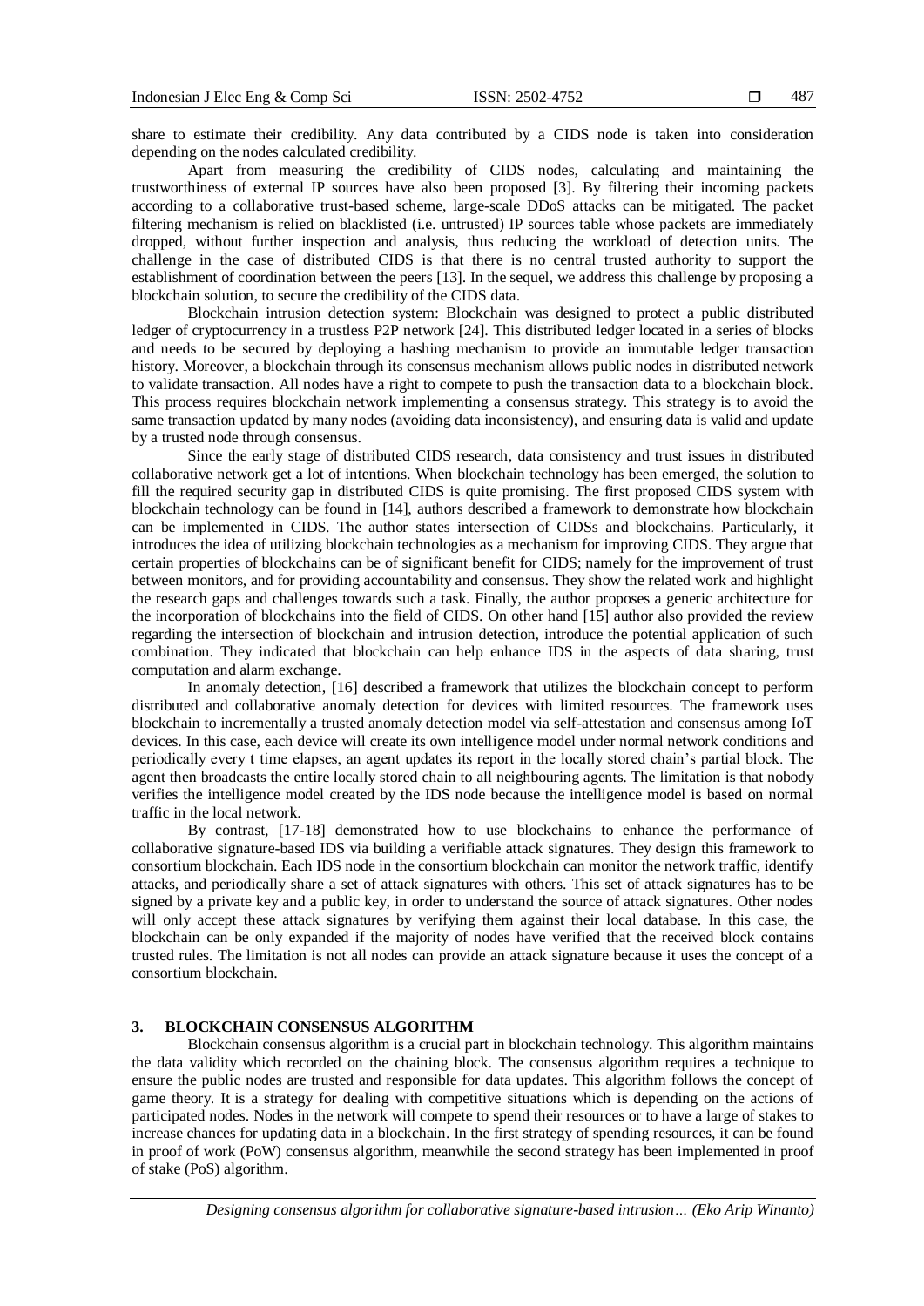share to estimate their credibility. Any data contributed by a CIDS node is taken into consideration depending on the nodes calculated credibility.

Apart from measuring the credibility of CIDS nodes, calculating and maintaining the trustworthiness of external IP sources have also been proposed [3]. By filtering their incoming packets according to a collaborative trust-based scheme, large-scale DDoS attacks can be mitigated. The packet filtering mechanism is relied on blacklisted (i.e. untrusted) IP sources table whose packets are immediately dropped, without further inspection and analysis, thus reducing the workload of detection units. The challenge in the case of distributed CIDS is that there is no central trusted authority to support the establishment of coordination between the peers [13]. In the sequel, we address this challenge by proposing a blockchain solution, to secure the credibility of the CIDS data.

Blockchain intrusion detection system: Blockchain was designed to protect a public distributed ledger of cryptocurrency in a trustless P2P network [24]. This distributed ledger located in a series of blocks and needs to be secured by deploying a hashing mechanism to provide an immutable ledger transaction history. Moreover, a blockchain through its consensus mechanism allows public nodes in distributed network to validate transaction. All nodes have a right to compete to push the transaction data to a blockchain block. This process requires blockchain network implementing a consensus strategy. This strategy is to avoid the same transaction updated by many nodes (avoiding data inconsistency), and ensuring data is valid and update by a trusted node through consensus.

Since the early stage of distributed CIDS research, data consistency and trust issues in distributed collaborative network get a lot of intentions. When blockchain technology has been emerged, the solution to fill the required security gap in distributed CIDS is quite promising. The first proposed CIDS system with blockchain technology can be found in [14], authors described a framework to demonstrate how blockchain can be implemented in CIDS. The author states intersection of CIDSs and blockchains. Particularly, it introduces the idea of utilizing blockchain technologies as a mechanism for improving CIDS. They argue that certain properties of blockchains can be of significant benefit for CIDS; namely for the improvement of trust between monitors, and for providing accountability and consensus. They show the related work and highlight the research gaps and challenges towards such a task. Finally, the author proposes a generic architecture for the incorporation of blockchains into the field of CIDS. On other hand [15] author also provided the review regarding the intersection of blockchain and intrusion detection, introduce the potential application of such combination. They indicated that blockchain can help enhance IDS in the aspects of data sharing, trust computation and alarm exchange.

In anomaly detection, [16] described a framework that utilizes the blockchain concept to perform distributed and collaborative anomaly detection for devices with limited resources. The framework uses blockchain to incrementally a trusted anomaly detection model via self-attestation and consensus among IoT devices. In this case, each device will create its own intelligence model under normal network conditions and periodically every t time elapses, an agent updates its report in the locally stored chain's partial block. The agent then broadcasts the entire locally stored chain to all neighbouring agents. The limitation is that nobody verifies the intelligence model created by the IDS node because the intelligence model is based on normal traffic in the local network.

By contrast, [17-18] demonstrated how to use blockchains to enhance the performance of collaborative signature-based IDS via building a verifiable attack signatures. They design this framework to consortium blockchain. Each IDS node in the consortium blockchain can monitor the network traffic, identify attacks, and periodically share a set of attack signatures with others. This set of attack signatures has to be signed by a private key and a public key, in order to understand the source of attack signatures. Other nodes will only accept these attack signatures by verifying them against their local database. In this case, the blockchain can be only expanded if the majority of nodes have verified that the received block contains trusted rules. The limitation is not all nodes can provide an attack signature because it uses the concept of a consortium blockchain.

## 3. BLOCKCHAIN CONSENSUS ALGORITHM

Blockchain consensus algorithm is a crucial part in blockchain technology. This algorithm maintains the data validity which recorded on the chaining block. The consensus algorithm requires a technique to ensure the public nodes are trusted and responsible for data updates. This algorithm follows the concept of game theory. It is a strategy for dealing with competitive situations which is depending on the actions of participated nodes. Nodes in the network will compete to spend their resources or to have a large of stakes to increase chances for updating data in a blockchain. In the first strategy of spending resources, it can be found in proof of work (PoW) consensus algorithm, meanwhile the second strategy has been implemented in proof of stake (PoS) algorithm.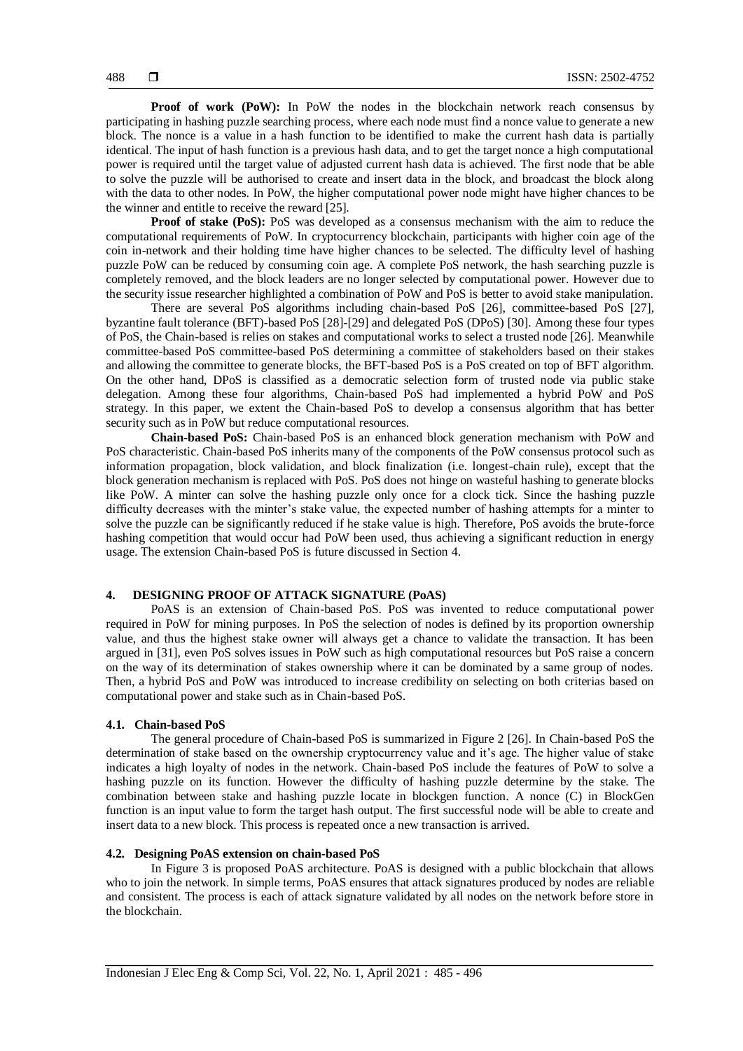**Proof of work (PoW):** In PoW the nodes in the blockchain network reach consensus by participating in hashing puzzle searching process, where each node must find a nonce value to generate a new block. The nonce is a value in a hash function to be identified to make the current hash data is partially identical. The input of hash function is a previous hash data, and to get the target nonce a high computational power is required until the target value of adjusted current hash data is achieved. The first node that be able to solve the puzzle will be authorised to create and insert data in the block, and broadcast the block along with the data to other nodes. In PoW, the higher computational power node might have higher chances to be the winner and entitle to receive the reward [25].

**Proof of stake (PoS):** PoS was developed as a consensus mechanism with the aim to reduce the computational requirements of PoW. In cryptocurrency blockchain, participants with higher coin age of the coin in-network and their holding time have higher chances to be selected. The difficulty level of hashing puzzle PoW can be reduced by consuming coin age. A complete PoS network, the hash searching puzzle is completely removed, and the block leaders are no longer selected by computational power. However due to the security issue researcher highlighted a combination of PoW and PoS is better to avoid stake manipulation.

There are several PoS algorithms including chain-based PoS [26], committee-based PoS [27], byzantine fault tolerance (BFT)-based PoS [28]-[29] and delegated PoS (DPoS) [30]. Among these four types of PoS, the Chain-based is relies on stakes and computational works to select a trusted node [26]. Meanwhile committee-based PoS committee-based PoS determining a committee of stakeholders based on their stakes and allowing the committee to generate blocks, the BFT-based PoS is a PoS created on top of BFT algorithm. On the other hand, DPoS is classified as a democratic selection form of trusted node via public stake delegation. Among these four algorithms, Chain-based PoS had implemented a hybrid PoW and PoS strategy. In this paper, we extent the Chain-based PoS to develop a consensus algorithm that has better security such as in PoW but reduce computational resources.

**Chain-based PoS:** Chain-based PoS is an enhanced block generation mechanism with PoW and PoS characteristic. Chain-based PoS inherits many of the components of the PoW consensus protocol such as information propagation, block validation, and block finalization (i.e. longest-chain rule), except that the block generation mechanism is replaced with PoS. PoS does not hinge on wasteful hashing to generate blocks like PoW. A minter can solve the hashing puzzle only once for a clock tick. Since the hashing puzzle difficulty decreases with the minter's stake value, the expected number of hashing attempts for a minter to solve the puzzle can be significantly reduced if he stake value is high. Therefore, PoS avoids the brute-force hashing competition that would occur had PoW been used, thus achieving a significant reduction in energy usage. The extension Chain-based PoS is future discussed in Section 4.

## 4. DESIGNING PROOF OF ATTACK SIGNATURE (PoAS)

PoAS is an extension of Chain-based PoS. PoS was invented to reduce computational power required in PoW for mining purposes. In PoS the selection of nodes is defined by its proportion ownership value, and thus the highest stake owner will always get a chance to validate the transaction. It has been argued in [31], even PoS solves issues in PoW such as high computational resources but PoS raise a concern on the way of its determination of stakes ownership where it can be dominated by a same group of nodes. Then, a hybrid PoS and PoW was introduced to increase credibility on selecting on both criterias based on computational power and stake such as in Chain-based PoS.

### 4.1. Chain-based PoS

The general procedure of Chain-based PoS is summarized in Figure 2 [26]. In Chain-based PoS the determination of stake based on the ownership cryptocurrency value and it's age. The higher value of stake indicates a high loyalty of nodes in the network. Chain-based PoS include the features of PoW to solve a hashing puzzle on its function. However the difficulty of hashing puzzle determine by the stake. The combination between stake and hashing puzzle locate in blockgen function. A nonce (C) in BlockGen function is an input value to form the target hash output. The first successful node will be able to create and insert data to a new block. This process is repeated once a new transaction is arrived.

### 4.2. Designing PoAS extension on chain-based PoS

In Figure 3 is proposed PoAS architecture. PoAS is designed with a public blockchain that allows who to join the network. In simple terms, PoAS ensures that attack signatures produced by nodes are reliable and consistent. The process is each of attack signature validated by all nodes on the network before store in the blockchain.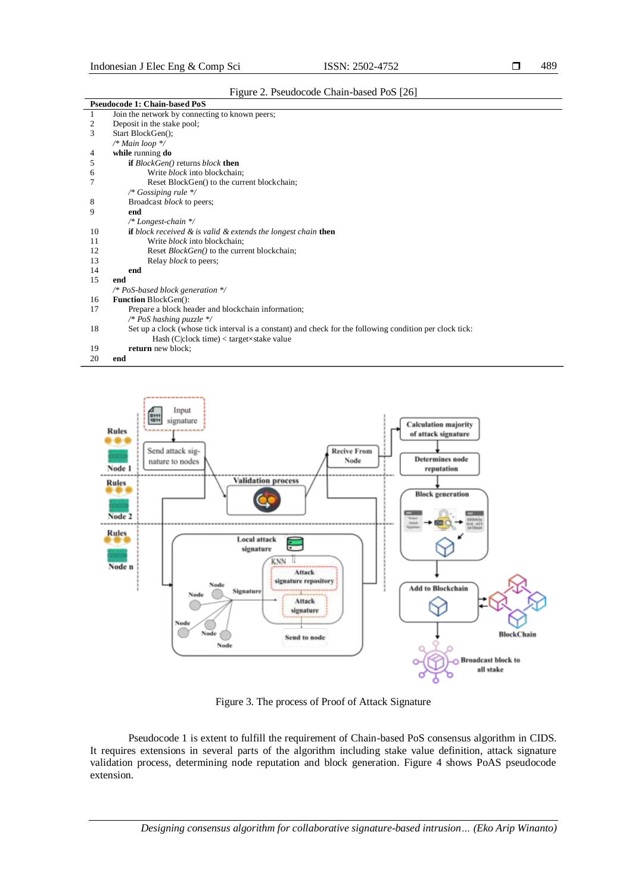Figure 2. Pseudocode Chain-based PoS [26]

```
Pseudocode 1: Chain-based PoS
1    Join the network by connecting to known peers;
2    Deposit in the stake pool;
3    Start BlockGen();
     /* Main loop */
4    while running do
5        if BlockGen() returns block then
6            Write block into blockchain;
7            Reset BlockGen() to the current blockchain;
         /* Gossiping rule */
8        Broadcast block to peers;
9        end
         /* Longest-chain */
10       if block received & is valid & extends the longest chain then
11           Write block into blockchain;
12           Reset BlockGen() to the current blockchain;
13           Relay block to peers;
14       end
15   end
     /* PoS-based block generation */
16   Function BlockGen():
17       Prepare a block header and blockchain information;
         /* PoS hashing puzzle */
18       Set up a clock (whose tick interval is a constant) and check for the following condition per clock tick:
             Hash (C|clock time) < target×stake value
19       return new block;
20   end
```

Figure 3. The process of Proof of Attack Signature

Pseudocode 1 is extent to fulfill the requirement of Chain-based PoS consensus algorithm in CIDS. It requires extensions in several parts of the algorithm including stake value definition, attack signature validation process, determining node reputation and block generation. Figure 4 shows PoAS pseudocode extension.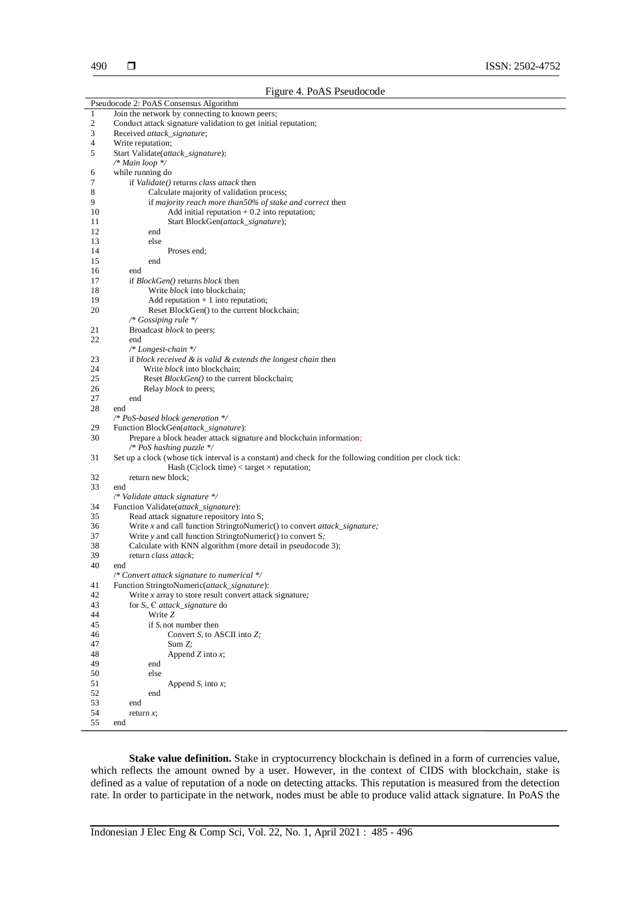Figure 4. PoAS Pseudocode

```
Pseudocode 2: PoAS Consensus Algorithm
1    Join the network by connecting to known peers;
2    Conduct attack signature validation to get initial reputation;
3    Received attack_signature;
4    Write reputation;
5    Start Validate(attack_signature);
     /* Main loop */
6    while running do
7        if Validate() returns class attack then
8            Calculate majority of validation process;
9            if majority reach more than50% of stake and correct then
10               Add initial reputation + 0.2 into reputation;
11               Start BlockGen(attack_signature);
12           end
13           else
14               Proses end;
15           end
16       end
17       if BlockGen() returns block then
18           Write block into blockchain;
19           Add reputation + 1 into reputation;
20           Reset BlockGen() to the current blockchain;
         /* Gossiping rule */
21       Broadcast block to peers;
22       end
         /* Longest-chain */
23       if block received & is valid & extends the longest chain then
24           Write block into blockchain;
25           Reset BlockGen() to the current blockchain;
26           Relay block to peers;
27       end
28   end
     /* PoS-based block generation */
29   Function BlockGen(attack_signature):
30       Prepare a block header attack signature and blockchain information;
         /* PoS hashing puzzle */
31   Set up a clock (whose tick interval is a constant) and check for the following condition per clock tick:
             Hash (C|clock time) < target × reputation;
32       return new block;
33   end
     /* Validate attack signature */
34   Function Validate(attack_signature):
35       Read attack signature repository into S;
36       Write x and call function StringtoNumeric() to convert attack_signature;
37       Write y and call function StringtoNumeric() to convert S;
38       Calculate with KNN algorithm (more detail in pseudocode 3);
39       return class attack;
40   end
     /* Convert attack signature to numerical */
41   Function StringtoNumeric(attack_signature):
42       Write x array to store result convert attack signature;
43       for S_i, Є attack_signature do
44           Write Z
45           if S_i not number then
46               Convert S_i to ASCII into Z;
47               Sum Z;
48               Append Z into x;
49           end
50           else
51               Append S_i into x;
52           end
53       end
54       return x;
55   end
```

**Stake value definition.** Stake in cryptocurrency blockchain is defined in a form of currencies value, which reflects the amount owned by a user. However, in the context of CIDS with blockchain, stake is defined as a value of reputation of a node on detecting attacks. This reputation is measured from the detection rate. In order to participate in the network, nodes must be able to produce valid attack signature. In PoAS the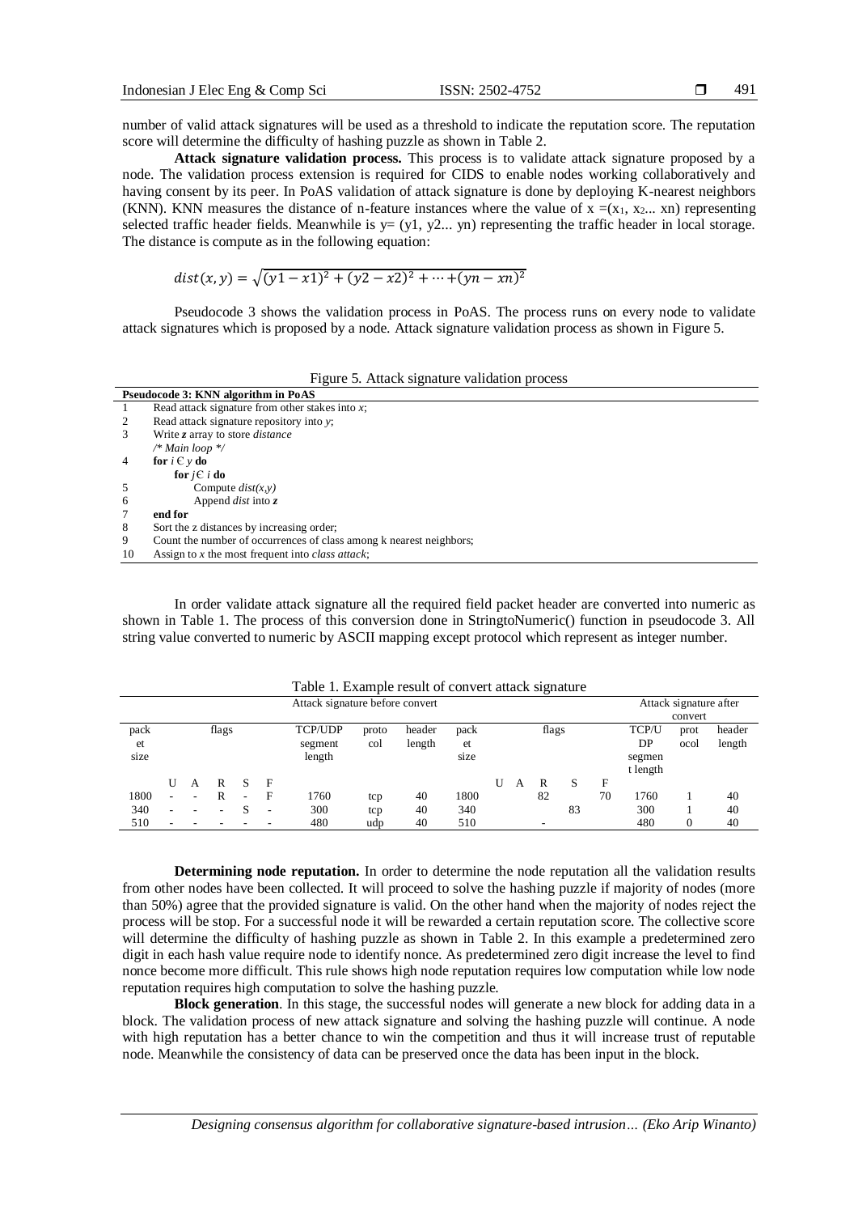number of valid attack signatures will be used as a threshold to indicate the reputation score. The reputation score will determine the difficulty of hashing puzzle as shown in Table 2.

**Attack signature validation process.** This process is to validate attack signature proposed by a node. The validation process extension is required for CIDS to enable nodes working collaboratively and having consent by its peer. In PoAS validation of attack signature is done by deploying K-nearest neighbors (KNN). KNN measures the distance of n-feature instances where the value of $x = (x_1, x_2 ... xn)$ representing selected traffic header fields. Meanwhile is $y = (y1, y2... yn)$ representing the traffic header in local storage. The distance is compute as in the following equation:

$$dist(x, y) = \sqrt{(y1 - x1)^2 + (y2 - x2)^2 + \cdots + (yn - xn)^2}$$

Pseudocode 3 shows the validation process in PoAS. The process runs on every node to validate attack signatures which is proposed by a node. Attack signature validation process as shown in Figure 5.

Figure 5. Attack signature validation process

**Pseudocode 3: KNN algorithm in PoAS**

```
1    Read attack signature from other stakes into x;
2    Read attack signature repository into y;
3    Write z array to store distance
     /* Main loop */
4    for i Є y do
         for j Є i do
5            Compute dist(x,y)
6            Append dist into z
7    end for
8    Sort the z distances by increasing order;
9    Count the number of occurrences of class among k nearest neighbors;
10   Assign to x the most frequent into class attack;
```

In order validate attack signature all the required field packet header are converted into numeric as shown in Table 1. The process of this conversion done in StringtoNumeric() function in pseudocode 3. All string value converted to numeric by ASCII mapping except protocol which represent as integer number.

Table 1. Example result of convert attack signature

| Attack signature before convert | | | | | | | | | Attack signature after convert | | | | | | | | |
|---|---|---|---|---|---|---|---|---|---|---|---|---|---|---|---|---|---|
| packet size | flags | | | | | TCP/UDP segment length | protocol | header length | packet size | flags | | | | | TCP/UDP segment length | protocol | header length |
| | U | A | R | S | F | | | | | U | A | R | S | F | | | |
| 1800 | - | - | R | - | F | 1760 | tcp | 40 | 1800 | | | 82 | | 70 | 1760 | 1 | 40 |
| 340 | - | - | - | S | - | 300 | tcp | 40 | 340 | | | | 83 | | 300 | 1 | 40 |
| 510 | - | - | - | - | - | 480 | udp | 40 | 510 | | | - | | | 480 | 0 | 40 |

**Determining node reputation.** In order to determine the node reputation all the validation results from other nodes have been collected. It will proceed to solve the hashing puzzle if majority of nodes (more than 50%) agree that the provided signature is valid. On the other hand when the majority of nodes reject the process will be stop. For a successful node it will be rewarded a certain reputation score. The collective score will determine the difficulty of hashing puzzle as shown in Table 2. In this example a predetermined zero digit in each hash value require node to identify nonce. As predetermined zero digit increase the level to find nonce become more difficult. This rule shows high node reputation requires low computation while low node reputation requires high computation to solve the hashing puzzle.

**Block generation**. In this stage, the successful nodes will generate a new block for adding data in a block. The validation process of new attack signature and solving the hashing puzzle will continue. A node with high reputation has a better chance to win the competition and thus it will increase trust of reputable node. Meanwhile the consistency of data can be preserved once the data has been input in the block.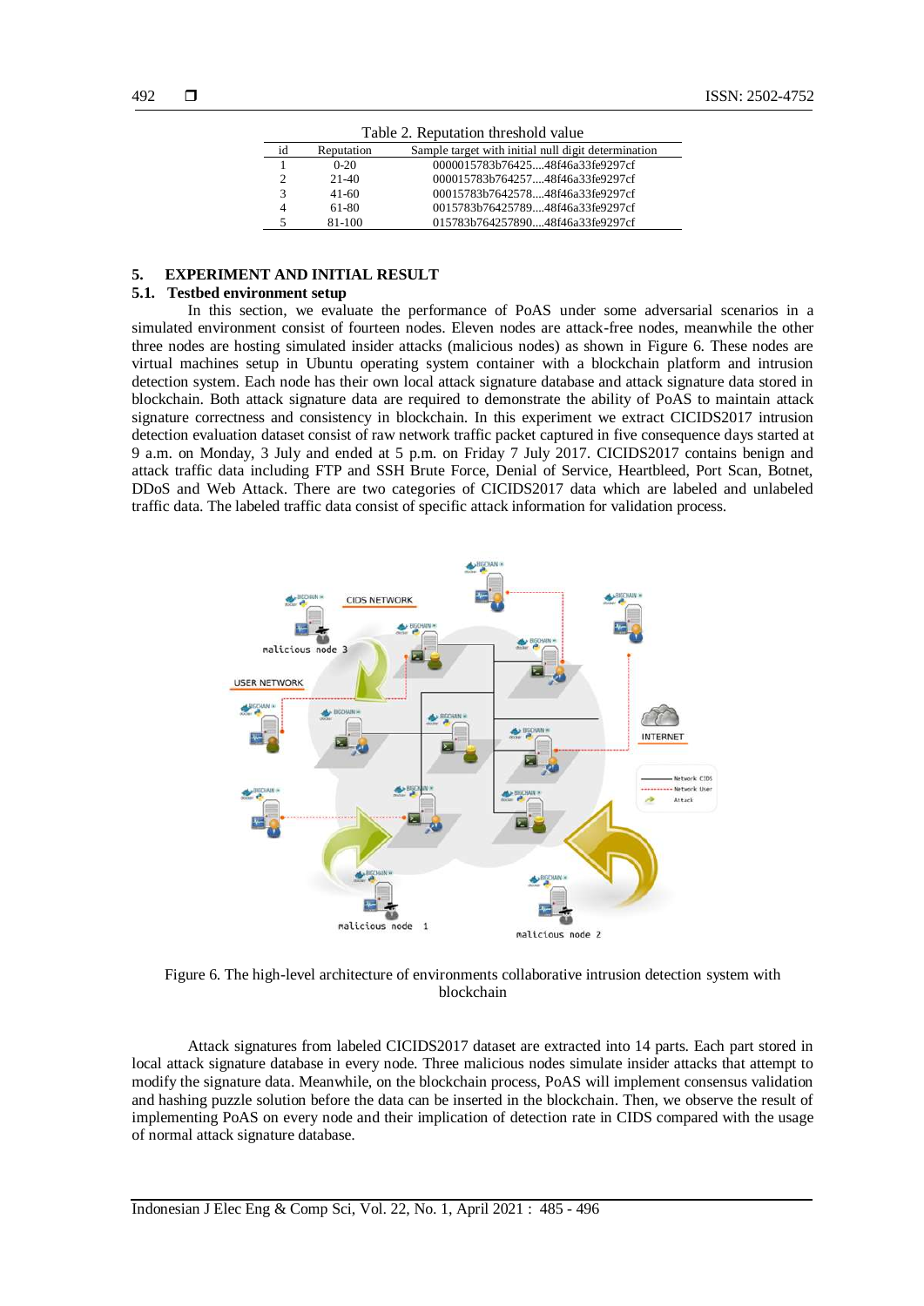Table 2. Reputation threshold value

| id | Reputation | Sample target with initial null digit determination |
|---|---|---|
| 1 | 0-20 | 0000015783b76425....48f46a33fe9297cf |
| 2 | 21-40 | 000015783b764257....48f46a33fe9297cf |
| 3 | 41-60 | 00015783b7642578....48f46a33fe9297cf |
| 4 | 61-80 | 0015783b76425789....48f46a33fe9297cf |
| 5 | 81-100 | 015783b764257890....48f46a33fe9297cf |

## 5. EXPERIMENT AND INITIAL RESULT

### 5.1. Testbed environment setup

In this section, we evaluate the performance of PoAS under some adversarial scenarios in a simulated environment consist of fourteen nodes. Eleven nodes are attack-free nodes, meanwhile the other three nodes are hosting simulated insider attacks (malicious nodes) as shown in Figure 6. These nodes are virtual machines setup in Ubuntu operating system container with a blockchain platform and intrusion detection system. Each node has their own local attack signature database and attack signature data stored in blockchain. Both attack signature data are required to demonstrate the ability of PoAS to maintain attack signature correctness and consistency in blockchain. In this experiment we extract CICIDS2017 intrusion detection evaluation dataset consist of raw network traffic packet captured in five consequence days started at 9 a.m. on Monday, 3 July and ended at 5 p.m. on Friday 7 July 2017. CICIDS2017 contains benign and attack traffic data including FTP and SSH Brute Force, Denial of Service, Heartbleed, Port Scan, Botnet, DDoS and Web Attack. There are two categories of CICIDS2017 data which are labeled and unlabeled traffic data. The labeled traffic data consist of specific attack information for validation process.

Figure 6. The high-level architecture of environments collaborative intrusion detection system with blockchain

Attack signatures from labeled CICIDS2017 dataset are extracted into 14 parts. Each part stored in local attack signature database in every node. Three malicious nodes simulate insider attacks that attempt to modify the signature data. Meanwhile, on the blockchain process, PoAS will implement consensus validation and hashing puzzle solution before the data can be inserted in the blockchain. Then, we observe the result of implementing PoAS on every node and their implication of detection rate in CIDS compared with the usage of normal attack signature database.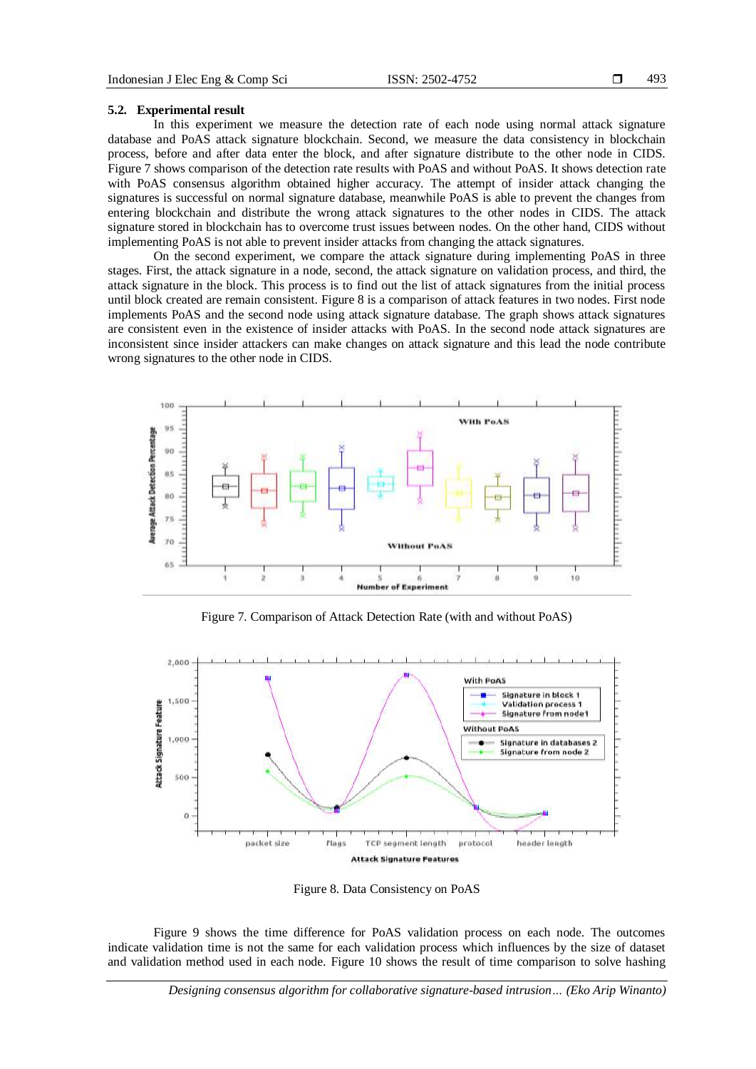### 5.2. Experimental result

In this experiment we measure the detection rate of each node using normal attack signature database and PoAS attack signature blockchain. Second, we measure the data consistency in blockchain process, before and after data enter the block, and after signature distribute to the other node in CIDS. Figure 7 shows comparison of the detection rate results with PoAS and without PoAS. It shows detection rate with PoAS consensus algorithm obtained higher accuracy. The attempt of insider attack changing the signatures is successful on normal signature database, meanwhile PoAS is able to prevent the changes from entering blockchain and distribute the wrong attack signatures to the other nodes in CIDS. The attack signature stored in blockchain has to overcome trust issues between nodes. On the other hand, CIDS without implementing PoAS is not able to prevent insider attacks from changing the attack signatures.

On the second experiment, we compare the attack signature during implementing PoAS in three stages. First, the attack signature in a node, second, the attack signature on validation process, and third, the attack signature in the block. This process is to find out the list of attack signatures from the initial process until block created are remain consistent. Figure 8 is a comparison of attack features in two nodes. First node implements PoAS and the second node using attack signature database. The graph shows attack signatures are consistent even in the existence of insider attacks with PoAS. In the second node attack signatures are inconsistent since insider attackers can make changes on attack signature and this lead the node contribute wrong signatures to the other node in CIDS.

Figure 7. Comparison of Attack Detection Rate (with and without PoAS)

Figure 8. Data Consistency on PoAS

Figure 9 shows the time difference for PoAS validation process on each node. The outcomes indicate validation time is not the same for each validation process which influences by the size of dataset and validation method used in each node. Figure 10 shows the result of time comparison to solve hashing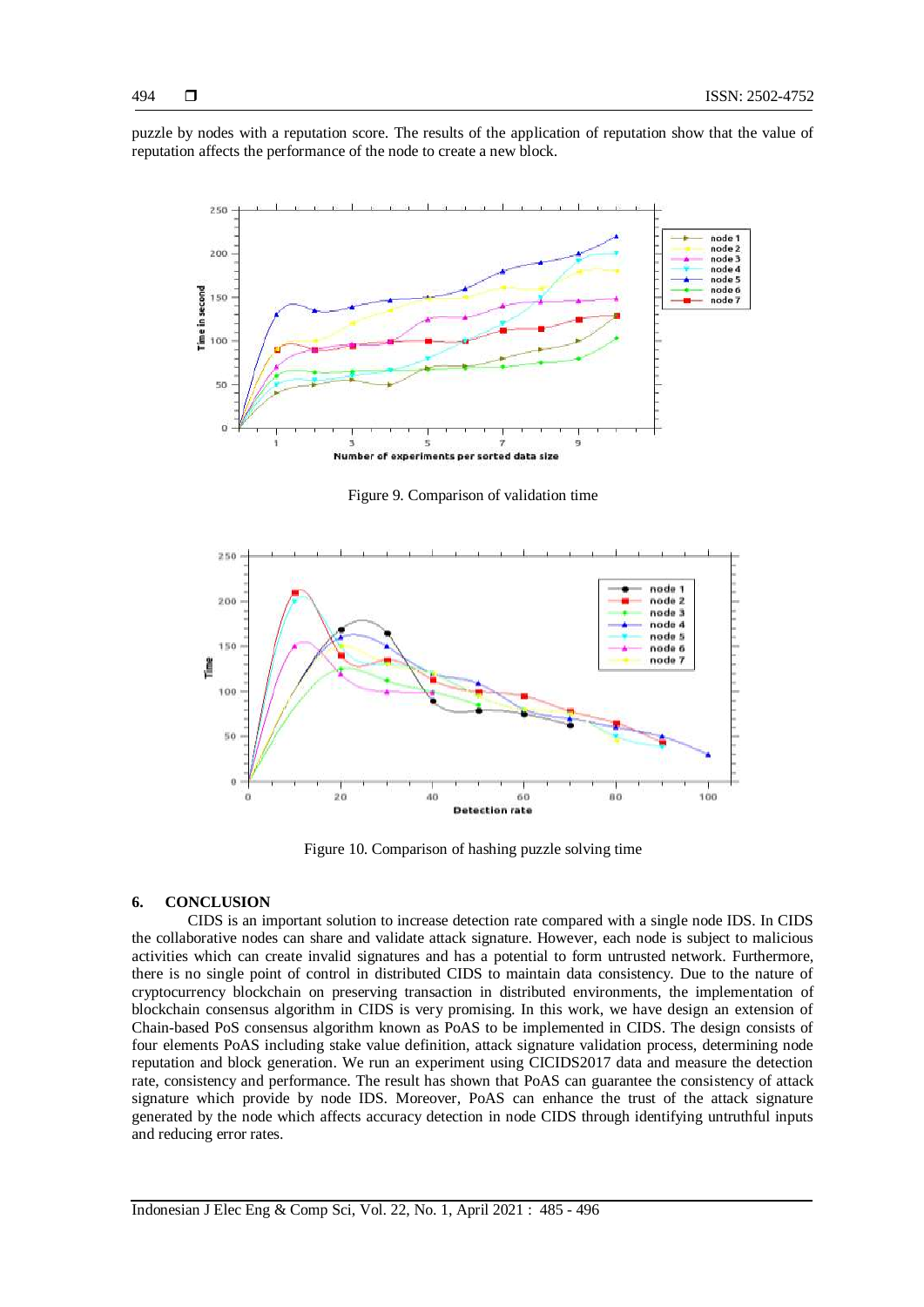puzzle by nodes with a reputation score. The results of the application of reputation show that the value of reputation affects the performance of the node to create a new block.

Figure 9. Comparison of validation time

Figure 10. Comparison of hashing puzzle solving time

## 6. CONCLUSION

CIDS is an important solution to increase detection rate compared with a single node IDS. In CIDS the collaborative nodes can share and validate attack signature. However, each node is subject to malicious activities which can create invalid signatures and has a potential to form untrusted network. Furthermore, there is no single point of control in distributed CIDS to maintain data consistency. Due to the nature of cryptocurrency blockchain on preserving transaction in distributed environments, the implementation of blockchain consensus algorithm in CIDS is very promising. In this work, we have design an extension of Chain-based PoS consensus algorithm known as PoAS to be implemented in CIDS. The design consists of four elements PoAS including stake value definition, attack signature validation process, determining node reputation and block generation. We run an experiment using CICIDS2017 data and measure the detection rate, consistency and performance. The result has shown that PoAS can guarantee the consistency of attack signature which provide by node IDS. Moreover, PoAS can enhance the trust of the attack signature generated by the node which affects accuracy detection in node CIDS through identifying untruthful inputs and reducing error rates.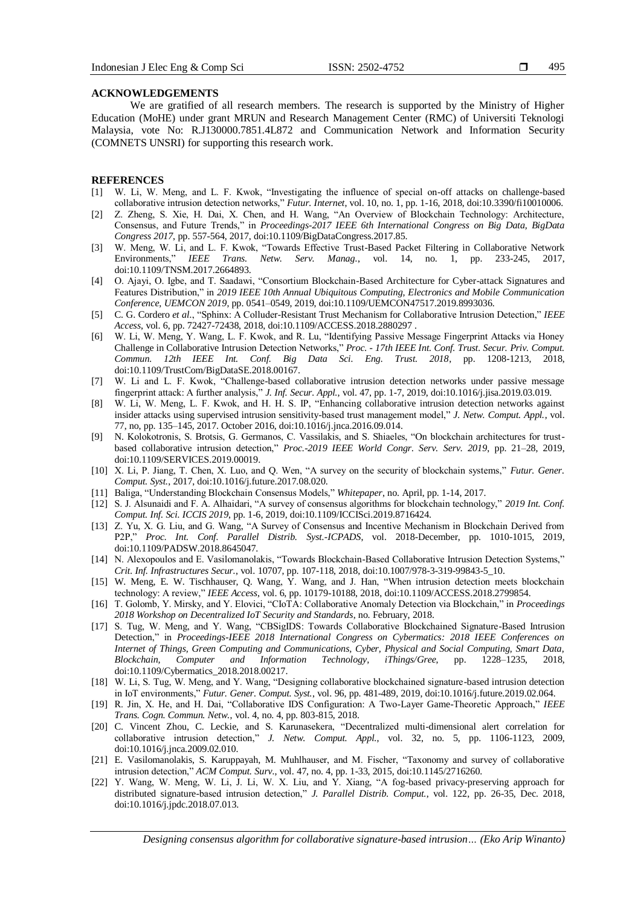**ACKNOWLEDGEMENTS**

We are gratified of all research members. The research is supported by the Ministry of Higher Education (MoHE) under grant MRUN and Research Management Center (RMC) of Universiti Teknologi Malaysia, vote No: R.J130000.7851.4L872 and Communication Network and Information Security (COMNETS UNSRI) for supporting this research work.

**REFERENCES**

[1] W. Li, W. Meng, and L. F. Kwok, "Investigating the influence of special on-off attacks on challenge-based collaborative intrusion detection networks," *Futur. Internet*, vol. 10, no. 1, pp. 1-16, 2018, doi:10.3390/fi10010006.

[2] Z. Zheng, S. Xie, H. Dai, X. Chen, and H. Wang, "An Overview of Blockchain Technology: Architecture, Consensus, and Future Trends," in *Proceedings-2017 IEEE 6th International Congress on Big Data, BigData Congress 2017*, pp. 557-564, 2017, doi:10.1109/BigDataCongress.2017.85.

[3] W. Meng, W. Li, and L. F. Kwok, "Towards Effective Trust-Based Packet Filtering in Collaborative Network Environments," *IEEE Trans. Netw. Serv. Manag.*, vol. 14, no. 1, pp. 233-245, 2017, doi:10.1109/TNSM.2017.2664893.

[4] O. Ajayi, O. Igbe, and T. Saadawi, "Consortium Blockchain-Based Architecture for Cyber-attack Signatures and Features Distribution," in *2019 IEEE 10th Annual Ubiquitous Computing, Electronics and Mobile Communication Conference, UEMCON 2019*, pp. 0541–0549, 2019, doi:10.1109/UEMCON47517.2019.8993036.

[5] C. G. Cordero *et al.*, "Sphinx: A Colluder-Resistant Trust Mechanism for Collaborative Intrusion Detection," *IEEE Access*, vol. 6, pp. 72427-72438, 2018, doi:10.1109/ACCESS.2018.2880297 .

[6] W. Li, W. Meng, Y. Wang, L. F. Kwok, and R. Lu, "Identifying Passive Message Fingerprint Attacks via Honey Challenge in Collaborative Intrusion Detection Networks," *Proc. - 17th IEEE Int. Conf. Trust. Secur. Priv. Comput. Commun. 12th IEEE Int. Conf. Big Data Sci. Eng. Trust. 2018*, pp. 1208-1213, 2018, doi:10.1109/TrustCom/BigDataSE.2018.00167.

[7] W. Li and L. F. Kwok, "Challenge-based collaborative intrusion detection networks under passive message fingerprint attack: A further analysis," *J. Inf. Secur. Appl.*, vol. 47, pp. 1-7, 2019, doi:10.1016/j.jisa.2019.03.019.

[8] W. Li, W. Meng, L. F. Kwok, and H. H. S. IP, "Enhancing collaborative intrusion detection networks against insider attacks using supervised intrusion sensitivity-based trust management model," *J. Netw. Comput. Appl.*, vol. 77, no, pp. 135–145, 2017. October 2016, doi:10.1016/j.jnca.2016.09.014.

[9] N. Kolokotronis, S. Brotsis, G. Germanos, C. Vassilakis, and S. Shiaeles, "On blockchain architectures for trust-based collaborative intrusion detection," *Proc.-2019 IEEE World Congr. Serv. Serv. 2019*, pp. 21–28, 2019, doi:10.1109/SERVICES.2019.00019.

[10] X. Li, P. Jiang, T. Chen, X. Luo, and Q. Wen, "A survey on the security of blockchain systems," *Futur. Gener. Comput. Syst.*, 2017, doi:10.1016/j.future.2017.08.020.

[11] Baliga, "Understanding Blockchain Consensus Models," *Whitepaper*, no. April, pp. 1-14, 2017.

[12] S. J. Alsunaidi and F. A. Alhaidari, "A survey of consensus algorithms for blockchain technology," *2019 Int. Conf. Comput. Inf. Sci. ICCIS 2019*, pp. 1-6, 2019, doi:10.1109/ICCISci.2019.8716424.

[13] Z. Yu, X. G. Liu, and G. Wang, "A Survey of Consensus and Incentive Mechanism in Blockchain Derived from P2P," *Proc. Int. Conf. Parallel Distrib. Syst.-ICPADS*, vol. 2018-December, pp. 1010-1015, 2019, doi:10.1109/PADSW.2018.8645047.

[14] N. Alexopoulos and E. Vasilomanolakis, "Towards Blockchain-Based Collaborative Intrusion Detection Systems," *Crit. Inf. Infrastructures Secur.*, vol. 10707, pp. 107-118, 2018, doi:10.1007/978-3-319-99843-5_10.

[15] W. Meng, E. W. Tischhauser, Q. Wang, Y. Wang, and J. Han, "When intrusion detection meets blockchain technology: A review," *IEEE Access*, vol. 6, pp. 10179-10188, 2018, doi:10.1109/ACCESS.2018.2799854.

[16] T. Golomb, Y. Mirsky, and Y. Elovici, "CIoTA: Collaborative Anomaly Detection via Blockchain," in *Proceedings 2018 Workshop on Decentralized IoT Security and Standards*, no. February, 2018.

[17] S. Tug, W. Meng, and Y. Wang, "CBSigIDS: Towards Collaborative Blockchained Signature-Based Intrusion Detection," in *Proceedings-IEEE 2018 International Congress on Cybermatics: 2018 IEEE Conferences on Internet of Things, Green Computing and Communications, Cyber, Physical and Social Computing, Smart Data, Blockchain, Computer and Information Technology, iThings/Gree*, pp. 1228–1235, 2018, doi:10.1109/Cybermatics_2018.2018.00217.

[18] W. Li, S. Tug, W. Meng, and Y. Wang, "Designing collaborative blockchained signature-based intrusion detection in IoT environments," *Futur. Gener. Comput. Syst.*, vol. 96, pp. 481-489, 2019, doi:10.1016/j.future.2019.02.064.

[19] R. Jin, X. He, and H. Dai, "Collaborative IDS Configuration: A Two-Layer Game-Theoretic Approach," *IEEE Trans. Cogn. Commun. Netw.*, vol. 4, no. 4, pp. 803-815, 2018.

[20] C. Vincent Zhou, C. Leckie, and S. Karunasekera, "Decentralized multi-dimensional alert correlation for collaborative intrusion detection," *J. Netw. Comput. Appl.*, vol. 32, no. 5, pp. 1106-1123, 2009, doi:10.1016/j.jnca.2009.02.010.

[21] E. Vasilomanolakis, S. Karuppayah, M. Muhlhauser, and M. Fischer, "Taxonomy and survey of collaborative intrusion detection," *ACM Comput. Surv.*, vol. 47, no. 4, pp. 1-33, 2015, doi:10.1145/2716260.

[22] Y. Wang, W. Meng, W. Li, J. Li, W. X. Liu, and Y. Xiang, "A fog-based privacy-preserving approach for distributed signature-based intrusion detection," *J. Parallel Distrib. Comput.*, vol. 122, pp. 26-35, Dec. 2018, doi:10.1016/j.jpdc.2018.07.013.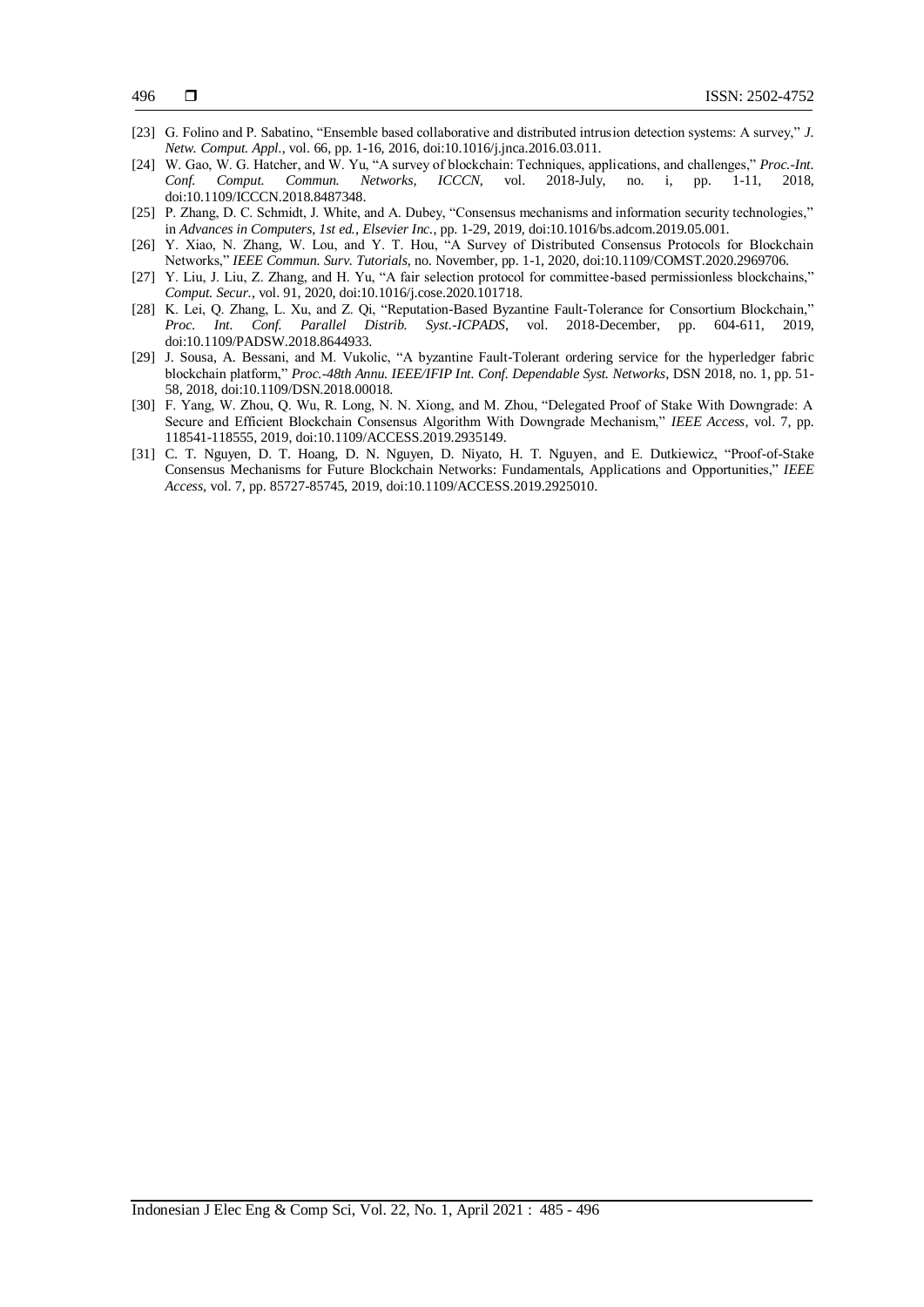[23] G. Folino and P. Sabatino, "Ensemble based collaborative and distributed intrusion detection systems: A survey," *J. Netw. Comput. Appl.*, vol. 66, pp. 1-16, 2016, doi:10.1016/j.jnca.2016.03.011.

[24] W. Gao, W. G. Hatcher, and W. Yu, "A survey of blockchain: Techniques, applications, and challenges," *Proc.-Int. Conf. Comput. Commun. Networks, ICCCN*, vol. 2018-July, no. i, pp. 1-11, 2018, doi:10.1109/ICCCN.2018.8487348.

[25] P. Zhang, D. C. Schmidt, J. White, and A. Dubey, "Consensus mechanisms and information security technologies," in *Advances in Computers, 1st ed., Elsevier Inc.*, pp. 1-29, 2019, doi:10.1016/bs.adcom.2019.05.001.

[26] Y. Xiao, N. Zhang, W. Lou, and Y. T. Hou, "A Survey of Distributed Consensus Protocols for Blockchain Networks," *IEEE Commun. Surv. Tutorials*, no. November, pp. 1-1, 2020, doi:10.1109/COMST.2020.2969706.

[27] Y. Liu, J. Liu, Z. Zhang, and H. Yu, "A fair selection protocol for committee-based permissionless blockchains," *Comput. Secur.*, vol. 91, 2020, doi:10.1016/j.cose.2020.101718.

[28] K. Lei, Q. Zhang, L. Xu, and Z. Qi, "Reputation-Based Byzantine Fault-Tolerance for Consortium Blockchain," *Proc. Int. Conf. Parallel Distrib. Syst.-ICPADS*, vol. 2018-December, pp. 604-611, 2019, doi:10.1109/PADSW.2018.8644933.

[29] J. Sousa, A. Bessani, and M. Vukolic, "A byzantine Fault-Tolerant ordering service for the hyperledger fabric blockchain platform," *Proc.-48th Annu. IEEE/IFIP Int. Conf. Dependable Syst. Networks*, DSN 2018, no. 1, pp. 51-58, 2018, doi:10.1109/DSN.2018.00018.

[30] F. Yang, W. Zhou, Q. Wu, R. Long, N. N. Xiong, and M. Zhou, "Delegated Proof of Stake With Downgrade: A Secure and Efficient Blockchain Consensus Algorithm With Downgrade Mechanism," *IEEE Access*, vol. 7, pp. 118541-118555, 2019, doi:10.1109/ACCESS.2019.2935149.

[31] C. T. Nguyen, D. T. Hoang, D. N. Nguyen, D. Niyato, H. T. Nguyen, and E. Dutkiewicz, "Proof-of-Stake Consensus Mechanisms for Future Blockchain Networks: Fundamentals, Applications and Opportunities," *IEEE Access*, vol. 7, pp. 85727-85745, 2019, doi:10.1109/ACCESS.2019.2925010.